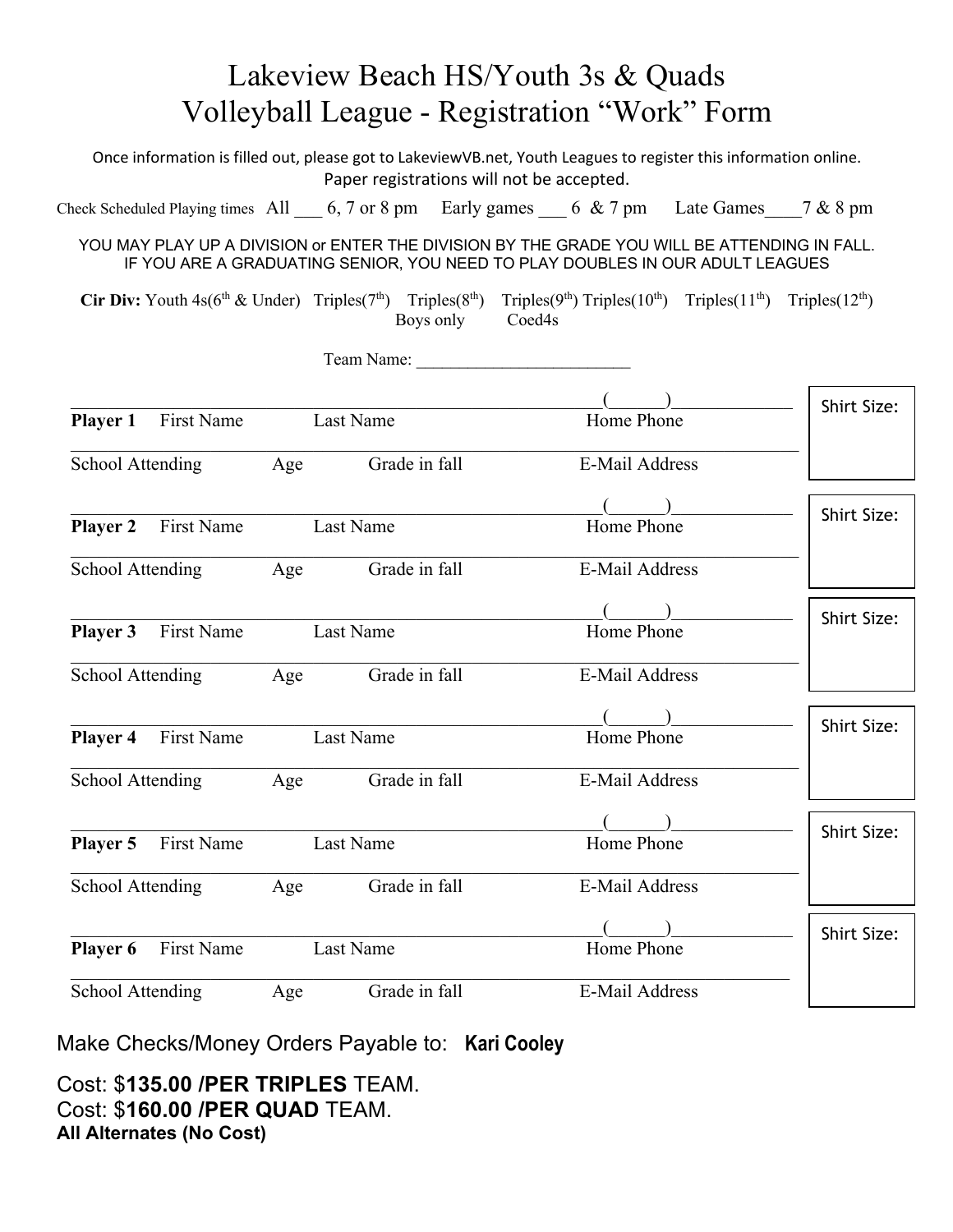# Lakeview Beach HS/Youth 3s & Quads Volleyball League - Registration "Work" Form

Once information is filled out, please got to LakeviewVB.net, Youth Leagues to register this information online. Paper registrations will not be accepted.

Check Scheduled Playing times All ___ 6, 7 or 8 pm Early games ___ 6 & 7 pm Late Games____7 & 8 pm

YOU MAY PLAY UP A DIVISION or ENTER THE DIVISION BY THE GRADE YOU WILL BE ATTENDING IN FALL. IF YOU ARE A GRADUATING SENIOR, YOU NEED TO PLAY DOUBLES IN OUR ADULT LEAGUES

**Cir Div:** Youth 4s(6th & Under) Triples(7th) Triples(8th) Triples(9th) Triples(10th) Triples(11th) Triples(12th)
Boys only Coed4s

Team Name: _________________________

______________________________________________ (______)_____________

**Player 1** First Name Last Name Home Phone

______________________________________________

School Attending Age Grade in fall E-Mail Address

Shirt Size:

______________________________________________ (______)_____________

**Player 2** First Name Last Name Home Phone

______________________________________________

School Attending Age Grade in fall E-Mail Address

Shirt Size:

______________________________________________ (______)_____________

**Player 3** First Name Last Name Home Phone

______________________________________________

School Attending Age Grade in fall E-Mail Address

Shirt Size:

______________________________________________ (______)_____________

**Player 4** First Name Last Name Home Phone

______________________________________________

School Attending Age Grade in fall E-Mail Address

Shirt Size:

______________________________________________ (______)_____________

**Player 5** First Name Last Name Home Phone

______________________________________________

School Attending Age Grade in fall E-Mail Address

Shirt Size:

______________________________________________ (______)_____________

**Player 6** First Name Last Name Home Phone

______________________________________________

School Attending Age Grade in fall E-Mail Address

Shirt Size:

Make Checks/Money Orders Payable to: **Kari Cooley**

Cost: $**135.00 /PER TRIPLES** TEAM.
Cost: $**160.00 /PER QUAD** TEAM.
**All Alternates (No Cost)**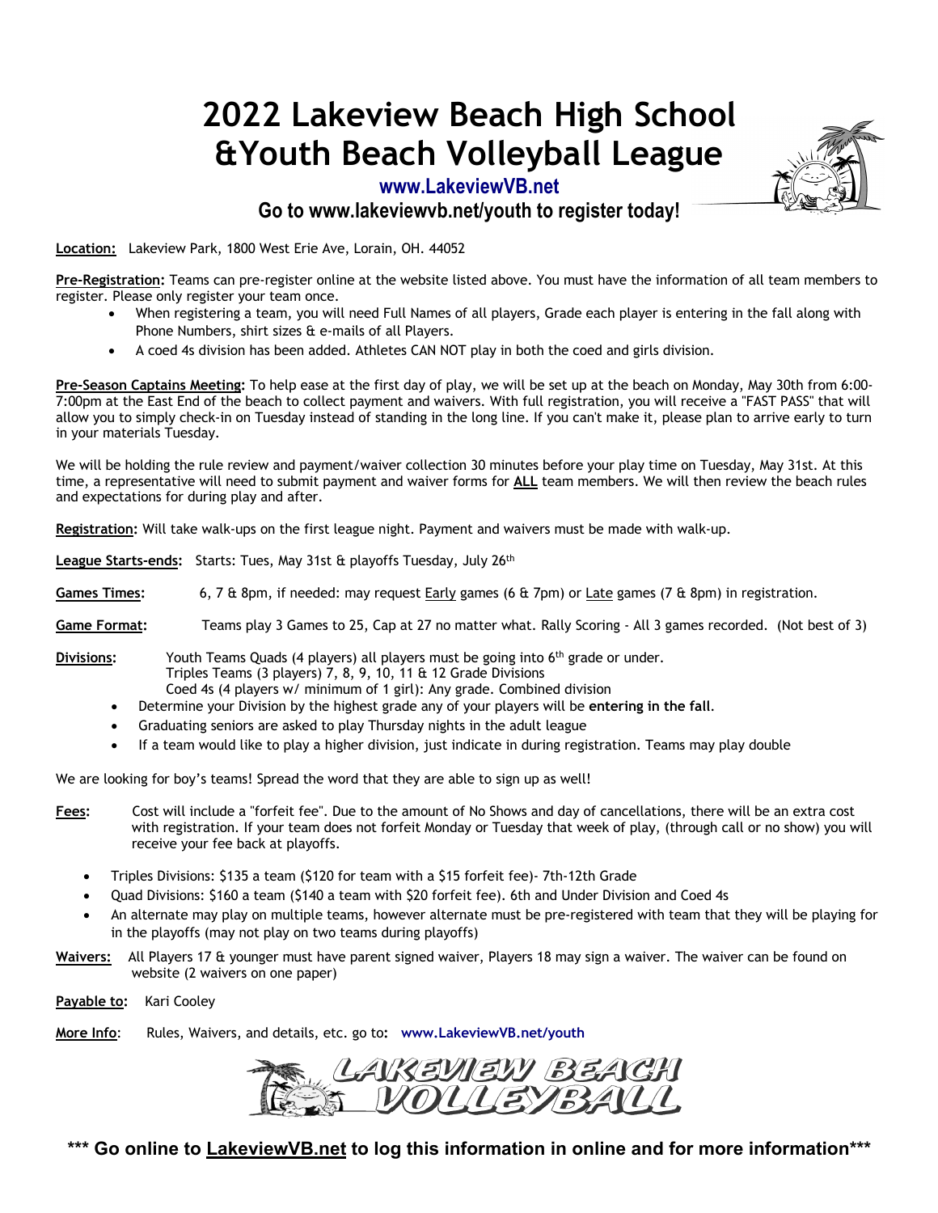# 2022 Lakeview Beach High School &Youth Beach Volleyball League

**www.LakeviewVB.net**

**Go to www.lakeviewvb.net/youth to register today!**

**Location:** Lakeview Park, 1800 West Erie Ave, Lorain, OH. 44052

**Pre-Registration:** Teams can pre-register online at the website listed above. You must have the information of all team members to register. Please only register your team once.

- When registering a team, you will need Full Names of all players, Grade each player is entering in the fall along with Phone Numbers, shirt sizes & e-mails of all Players.
- A coed 4s division has been added. Athletes CAN NOT play in both the coed and girls division.

**Pre-Season Captains Meeting:** To help ease at the first day of play, we will be set up at the beach on Monday, May 30th from 6:00-7:00pm at the East End of the beach to collect payment and waivers. With full registration, you will receive a "FAST PASS" that will allow you to simply check-in on Tuesday instead of standing in the long line. If you can't make it, please plan to arrive early to turn in your materials Tuesday.

We will be holding the rule review and payment/waiver collection 30 minutes before your play time on Tuesday, May 31st. At this time, a representative will need to submit payment and waiver forms for **ALL** team members. We will then review the beach rules and expectations for during play and after.

**Registration:** Will take walk-ups on the first league night. Payment and waivers must be made with walk-up.

**League Starts-ends:** Starts: Tues, May 31st & playoffs Tuesday, July 26th

**Games Times:** 6, 7 & 8pm, if needed: may request Early games (6 & 7pm) or Late games (7 & 8pm) in registration.

**Game Format:** Teams play 3 Games to 25, Cap at 27 no matter what. Rally Scoring - All 3 games recorded. (Not best of 3)

**Divisions:** Youth Teams Quads (4 players) all players must be going into 6th grade or under.
Triples Teams (3 players) 7, 8, 9, 10, 11 & 12 Grade Divisions
Coed 4s (4 players w/ minimum of 1 girl): Any grade. Combined division

- Determine your Division by the highest grade any of your players will be **entering in the fall**.
- Graduating seniors are asked to play Thursday nights in the adult league
- If a team would like to play a higher division, just indicate in during registration. Teams may play double

We are looking for boy's teams! Spread the word that they are able to sign up as well!

**Fees:** Cost will include a "forfeit fee". Due to the amount of No Shows and day of cancellations, there will be an extra cost with registration. If your team does not forfeit Monday or Tuesday that week of play, (through call or no show) you will receive your fee back at playoffs.

- Triples Divisions: $135 a team ($120 for team with a $15 forfeit fee)- 7th-12th Grade
- Quad Divisions: $160 a team ($140 a team with $20 forfeit fee). 6th and Under Division and Coed 4s
- An alternate may play on multiple teams, however alternate must be pre-registered with team that they will be playing for in the playoffs (may not play on two teams during playoffs)

**Waivers:** All Players 17 & younger must have parent signed waiver, Players 18 may sign a waiver. The waiver can be found on website (2 waivers on one paper)

**Payable to:** Kari Cooley

**More Info**: Rules, Waivers, and details, etc. go to**:** **www.LakeviewVB.net/youth**

LAKEVIEW BEACH VOLLEYBALL

**\*\*\* Go online to LakeviewVB.net to log this information in online and for more information\*\*\***